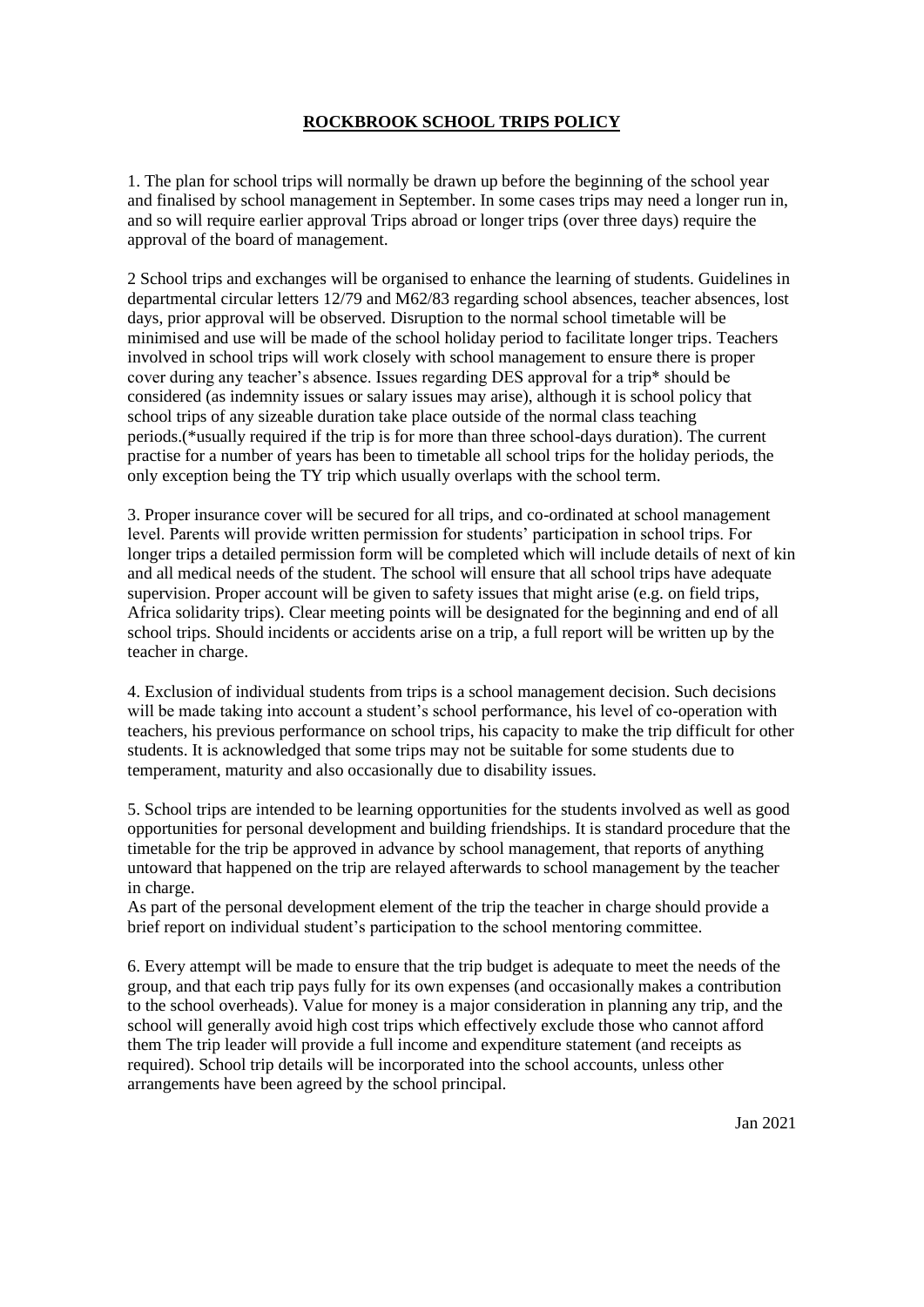# **ROCKBROOK SCHOOL TRIPS POLICY**

1. The plan for school trips will normally be drawn up before the beginning of the school year and finalised by school management in September. In some cases trips may need a longer run in, and so will require earlier approval Trips abroad or longer trips (over three days) require the approval of the board of management.

2 School trips and exchanges will be organised to enhance the learning of students. Guidelines in departmental circular letters 12/79 and M62/83 regarding school absences, teacher absences, lost days, prior approval will be observed. Disruption to the normal school timetable will be minimised and use will be made of the school holiday period to facilitate longer trips. Teachers involved in school trips will work closely with school management to ensure there is proper cover during any teacher's absence. Issues regarding DES approval for a trip* should be considered (as indemnity issues or salary issues may arise), although it is school policy that school trips of any sizeable duration take place outside of the normal class teaching periods.(*usually required if the trip is for more than three school-days duration). The current practise for a number of years has been to timetable all school trips for the holiday periods, the only exception being the TY trip which usually overlaps with the school term.

3. Proper insurance cover will be secured for all trips, and co-ordinated at school management level. Parents will provide written permission for students' participation in school trips. For longer trips a detailed permission form will be completed which will include details of next of kin and all medical needs of the student. The school will ensure that all school trips have adequate supervision. Proper account will be given to safety issues that might arise (e.g. on field trips, Africa solidarity trips). Clear meeting points will be designated for the beginning and end of all school trips. Should incidents or accidents arise on a trip, a full report will be written up by the teacher in charge.

4. Exclusion of individual students from trips is a school management decision. Such decisions will be made taking into account a student's school performance, his level of co-operation with teachers, his previous performance on school trips, his capacity to make the trip difficult for other students. It is acknowledged that some trips may not be suitable for some students due to temperament, maturity and also occasionally due to disability issues.

5. School trips are intended to be learning opportunities for the students involved as well as good opportunities for personal development and building friendships. It is standard procedure that the timetable for the trip be approved in advance by school management, that reports of anything untoward that happened on the trip are relayed afterwards to school management by the teacher in charge.
As part of the personal development element of the trip the teacher in charge should provide a brief report on individual student's participation to the school mentoring committee.

6. Every attempt will be made to ensure that the trip budget is adequate to meet the needs of the group, and that each trip pays fully for its own expenses (and occasionally makes a contribution to the school overheads). Value for money is a major consideration in planning any trip, and the school will generally avoid high cost trips which effectively exclude those who cannot afford them The trip leader will provide a full income and expenditure statement (and receipts as required). School trip details will be incorporated into the school accounts, unless other arrangements have been agreed by the school principal.

Jan 2021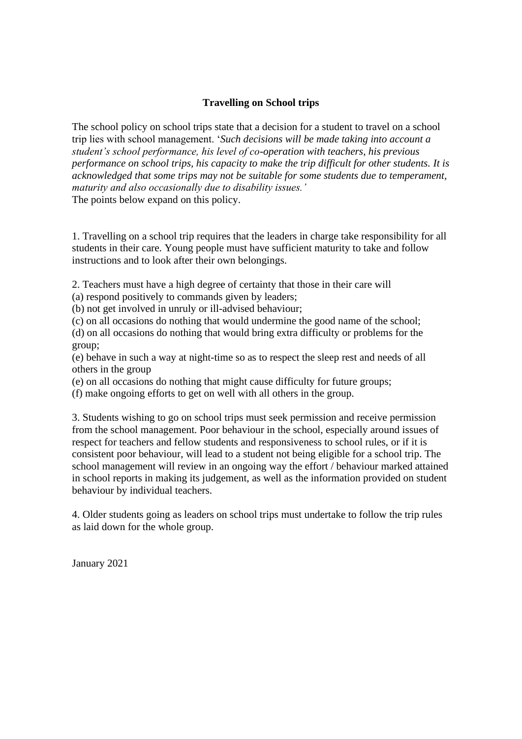**Travelling on School trips**

The school policy on school trips state that a decision for a student to travel on a school trip lies with school management. '*Such decisions will be made taking into account a student's school performance, his level of co-operation with teachers, his previous performance on school trips, his capacity to make the trip difficult for other students. It is acknowledged that some trips may not be suitable for some students due to temperament, maturity and also occasionally due to disability issues.*'
The points below expand on this policy.

1. Travelling on a school trip requires that the leaders in charge take responsibility for all students in their care. Young people must have sufficient maturity to take and follow instructions and to look after their own belongings.

2. Teachers must have a high degree of certainty that those in their care will
(a) respond positively to commands given by leaders;
(b) not get involved in unruly or ill-advised behaviour;
(c) on all occasions do nothing that would undermine the good name of the school;
(d) on all occasions do nothing that would bring extra difficulty or problems for the group;
(e) behave in such a way at night-time so as to respect the sleep rest and needs of all others in the group
(e) on all occasions do nothing that might cause difficulty for future groups;
(f) make ongoing efforts to get on well with all others in the group.

3. Students wishing to go on school trips must seek permission and receive permission from the school management. Poor behaviour in the school, especially around issues of respect for teachers and fellow students and responsiveness to school rules, or if it is consistent poor behaviour, will lead to a student not being eligible for a school trip. The school management will review in an ongoing way the effort / behaviour marked attained in school reports in making its judgement, as well as the information provided on student behaviour by individual teachers.

4. Older students going as leaders on school trips must undertake to follow the trip rules as laid down for the whole group.

January 2021